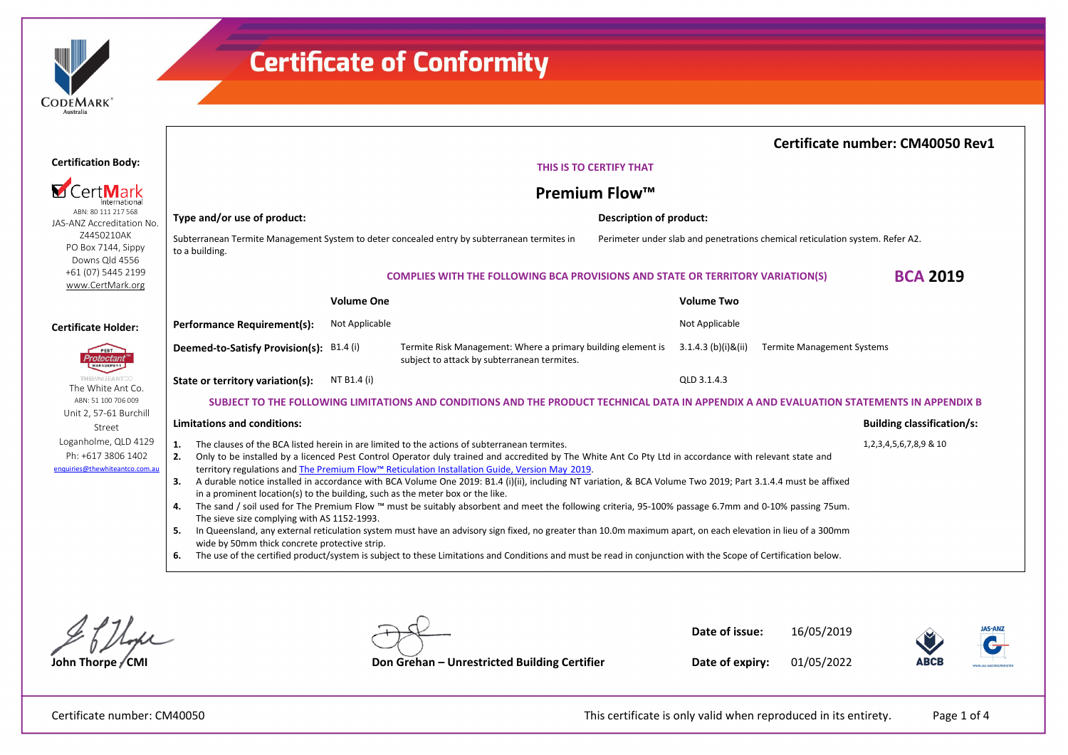# Certificate of Conformity

CODEMARK® Australia

**Certification Body:**

CertMark International
ABN: 80 111 217 568
JAS-ANZ Accreditation No. Z4450210AK
PO Box 7144, Sippy Downs Qld 4556
+61 (07) 5445 2199
www.CertMark.org

**Certificate Holder:**

The White Ant Co.
ABN: 51 100 706 009
Unit 2, 57-61 Burchill Street
Loganholme, QLD 4129
Ph: +617 3806 1402
enquiries@thewhiteantco.com.au

## Certificate number: CM40050 Rev1

THIS IS TO CERTIFY THAT

## Premium Flow™

**Type and/or use of product:**

Subterranean Termite Management System to deter concealed entry by subterranean termites in to a building.

**Description of product:**

Perimeter under slab and penetrations chemical reticulation system. Refer A2.

COMPLIES WITH THE FOLLOWING BCA PROVISIONS AND STATE OR TERRITORY VARIATION(S) **BCA 2019**

| | Volume One | | Volume Two | |
|---|---|---|---|---|
| **Performance Requirement(s):** | Not Applicable | | Not Applicable | |
| **Deemed-to-Satisfy Provision(s):** | B1.4 (i) | Termite Risk Management: Where a primary building element is subject to attack by subterranean termites. | 3.1.4.3 (b)(i)&(ii) | Termite Management Systems |
| **State or territory variation(s):** | NT B1.4 (i) | | QLD 3.1.4.3 | |

SUBJECT TO THE FOLLOWING LIMITATIONS AND CONDITIONS AND THE PRODUCT TECHNICAL DATA IN APPENDIX A AND EVALUATION STATEMENTS IN APPENDIX B

**Limitations and conditions:**

1. The clauses of the BCA listed herein in are limited to the actions of subterranean termites.
2. Only to be installed by a licenced Pest Control Operator duly trained and accredited by The White Ant Co Pty Ltd in accordance with relevant state and territory regulations and The Premium Flow™ Reticulation Installation Guide, Version May 2019.
3. A durable notice installed in accordance with BCA Volume One 2019: B1.4 (i)(ii), including NT variation, & BCA Volume Two 2019; Part 3.1.4.4 must be affixed in a prominent location(s) to the building, such as the meter box or the like.
4. The sand / soil used for The Premium Flow ™ must be suitably absorbent and meet the following criteria, 95-100% passage 6.7mm and 0-10% passing 75um. The sieve size complying with AS 1152-1993.
5. In Queensland, any external reticulation system must have an advisory sign fixed, no greater than 10.0m maximum apart, on each elevation in lieu of a 300mm wide by 50mm thick concrete protective strip.
6. The use of the certified product/system is subject to these Limitations and Conditions and must be read in conjunction with the Scope of Certification below.

**Building classification/s:**

1,2,3,4,5,6,7,8,9 & 10

John Thorpe / CMI

Don Grehan – Unrestricted Building Certifier

**Date of issue:** 16/05/2019

**Date of expiry:** 01/05/2022

Certificate number: CM40050

This certificate is only valid when reproduced in its entirety.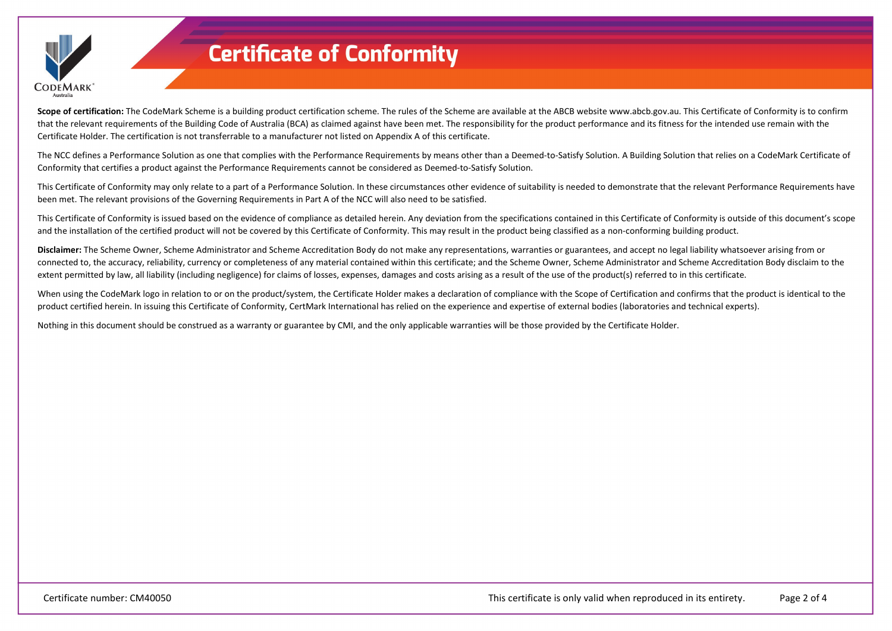# Certificate of Conformity

**Scope of certification:** The CodeMark Scheme is a building product certification scheme. The rules of the Scheme are available at the ABCB website www.abcb.gov.au. This Certificate of Conformity is to confirm that the relevant requirements of the Building Code of Australia (BCA) as claimed against have been met. The responsibility for the product performance and its fitness for the intended use remain with the Certificate Holder. The certification is not transferrable to a manufacturer not listed on Appendix A of this certificate.

The NCC defines a Performance Solution as one that complies with the Performance Requirements by means other than a Deemed-to-Satisfy Solution. A Building Solution that relies on a CodeMark Certificate of Conformity that certifies a product against the Performance Requirements cannot be considered as Deemed-to-Satisfy Solution.

This Certificate of Conformity may only relate to a part of a Performance Solution. In these circumstances other evidence of suitability is needed to demonstrate that the relevant Performance Requirements have been met. The relevant provisions of the Governing Requirements in Part A of the NCC will also need to be satisfied.

This Certificate of Conformity is issued based on the evidence of compliance as detailed herein. Any deviation from the specifications contained in this Certificate of Conformity is outside of this document's scope and the installation of the certified product will not be covered by this Certificate of Conformity. This may result in the product being classified as a non-conforming building product.

**Disclaimer:** The Scheme Owner, Scheme Administrator and Scheme Accreditation Body do not make any representations, warranties or guarantees, and accept no legal liability whatsoever arising from or connected to, the accuracy, reliability, currency or completeness of any material contained within this certificate; and the Scheme Owner, Scheme Administrator and Scheme Accreditation Body disclaim to the extent permitted by law, all liability (including negligence) for claims of losses, expenses, damages and costs arising as a result of the use of the product(s) referred to in this certificate.

When using the CodeMark logo in relation to or on the product/system, the Certificate Holder makes a declaration of compliance with the Scope of Certification and confirms that the product is identical to the product certified herein. In issuing this Certificate of Conformity, CertMark International has relied on the experience and expertise of external bodies (laboratories and technical experts).

Nothing in this document should be construed as a warranty or guarantee by CMI, and the only applicable warranties will be those provided by the Certificate Holder.

Certificate number: CM40050

This certificate is only valid when reproduced in its entirety.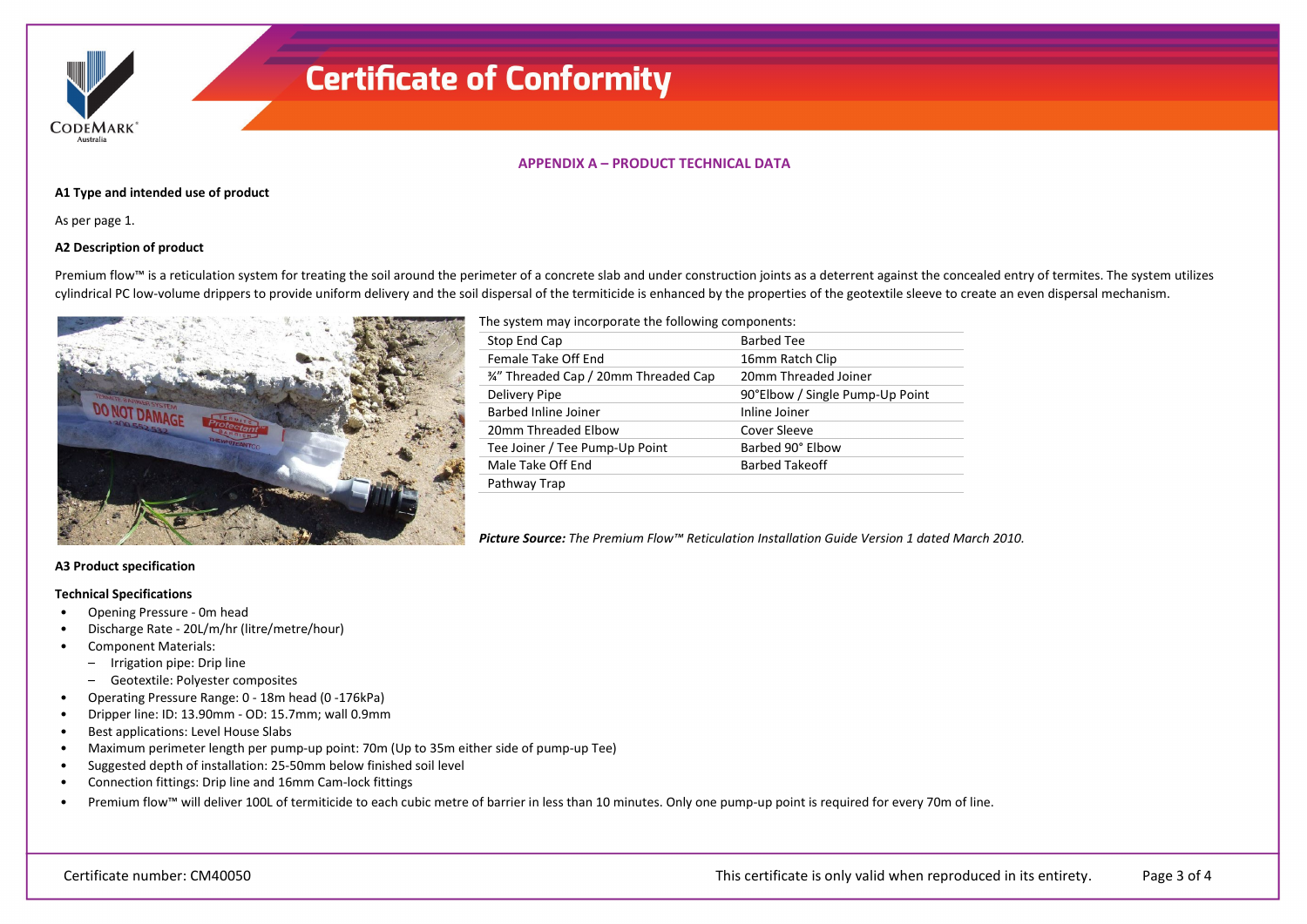# Certificate of Conformity

## APPENDIX A – PRODUCT TECHNICAL DATA

**A1 Type and intended use of product**

As per page 1.

**A2 Description of product**

Premium flow™ is a reticulation system for treating the soil around the perimeter of a concrete slab and under construction joints as a deterrent against the concealed entry of termites. The system utilizes cylindrical PC low-volume drippers to provide uniform delivery and the soil dispersal of the termiticide is enhanced by the properties of the geotextile sleeve to create an even dispersal mechanism.

The system may incorporate the following components:

| | |
|---|---|
| Stop End Cap | Barbed Tee |
| Female Take Off End | 16mm Ratch Clip |
| ¾" Threaded Cap / 20mm Threaded Cap | 20mm Threaded Joiner |
| Delivery Pipe | 90°Elbow / Single Pump-Up Point |
| Barbed Inline Joiner | Inline Joiner |
| 20mm Threaded Elbow | Cover Sleeve |
| Tee Joiner / Tee Pump-Up Point | Barbed 90° Elbow |
| Male Take Off End | Barbed Takeoff |
| Pathway Trap | |

***Picture Source:*** *The Premium Flow™ Reticulation Installation Guide Version 1 dated March 2010.*

**A3 Product specification**

**Technical Specifications**

- Opening Pressure - 0m head
- Discharge Rate - 20L/m/hr (litre/metre/hour)
- Component Materials:
  - Irrigation pipe: Drip line
  - Geotextile: Polyester composites
- Operating Pressure Range: 0 - 18m head (0 -176kPa)
- Dripper line: ID: 13.90mm - OD: 15.7mm; wall 0.9mm
- Best applications: Level House Slabs
- Maximum perimeter length per pump-up point: 70m (Up to 35m either side of pump-up Tee)
- Suggested depth of installation: 25-50mm below finished soil level
- Connection fittings: Drip line and 16mm Cam-lock fittings
- Premium flow™ will deliver 100L of termiticide to each cubic metre of barrier in less than 10 minutes. Only one pump-up point is required for every 70m of line.

Certificate number: CM40050

This certificate is only valid when reproduced in its entirety.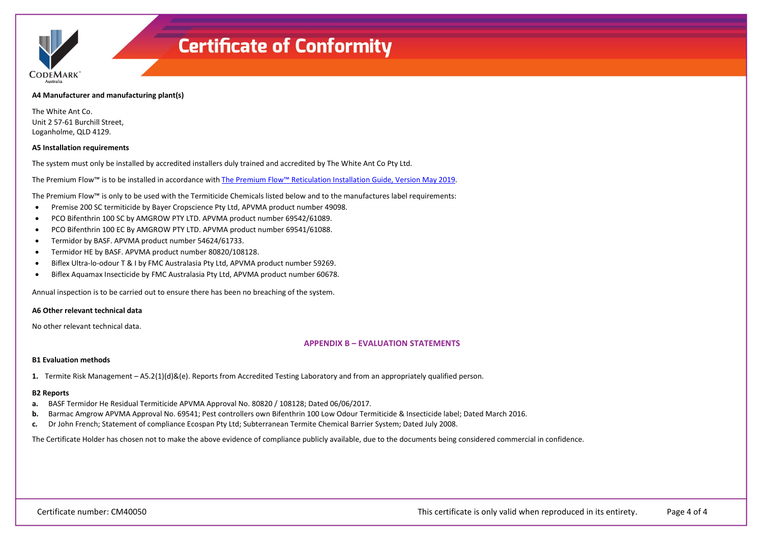#### A4 Manufacturer and manufacturing plant(s)

The White Ant Co.
Unit 2 57-61 Burchill Street,
Loganholme, QLD 4129.

#### A5 Installation requirements

The system must only be installed by accredited installers duly trained and accredited by The White Ant Co Pty Ltd.

The Premium Flow™ is to be installed in accordance with The Premium Flow™ Reticulation Installation Guide, Version May 2019.

The Premium Flow™ is only to be used with the Termiticide Chemicals listed below and to the manufactures label requirements:

- Premise 200 SC termiticide by Bayer Cropscience Pty Ltd, APVMA product number 49098.
- PCO Bifenthrin 100 SC by AMGROW PTY LTD. APVMA product number 69542/61089.
- PCO Bifenthrin 100 EC By AMGROW PTY LTD. APVMA product number 69541/61088.
- Termidor by BASF. APVMA product number 54624/61733.
- Termidor HE by BASF. APVMA product number 80820/108128.
- Biflex Ultra-lo-odour T & I by FMC Australasia Pty Ltd, APVMA product number 59269.
- Biflex Aquamax Insecticide by FMC Australasia Pty Ltd, APVMA product number 60678.

Annual inspection is to be carried out to ensure there has been no breaching of the system.

#### A6 Other relevant technical data

No other relevant technical data.

## APPENDIX B – EVALUATION STATEMENTS

#### B1 Evaluation methods

1. Termite Risk Management – A5.2(1)(d)&(e). Reports from Accredited Testing Laboratory and from an appropriately qualified person.

#### B2 Reports

a. BASF Termidor He Residual Termiticide APVMA Approval No. 80820 / 108128; Dated 06/06/2017.
b. Barmac Amgrow APVMA Approval No. 69541; Pest controllers own Bifenthrin 100 Low Odour Termiticide & Insecticide label; Dated March 2016.
c. Dr John French; Statement of compliance Ecospan Pty Ltd; Subterranean Termite Chemical Barrier System; Dated July 2008.

The Certificate Holder has chosen not to make the above evidence of compliance publicly available, due to the documents being considered commercial in confidence.